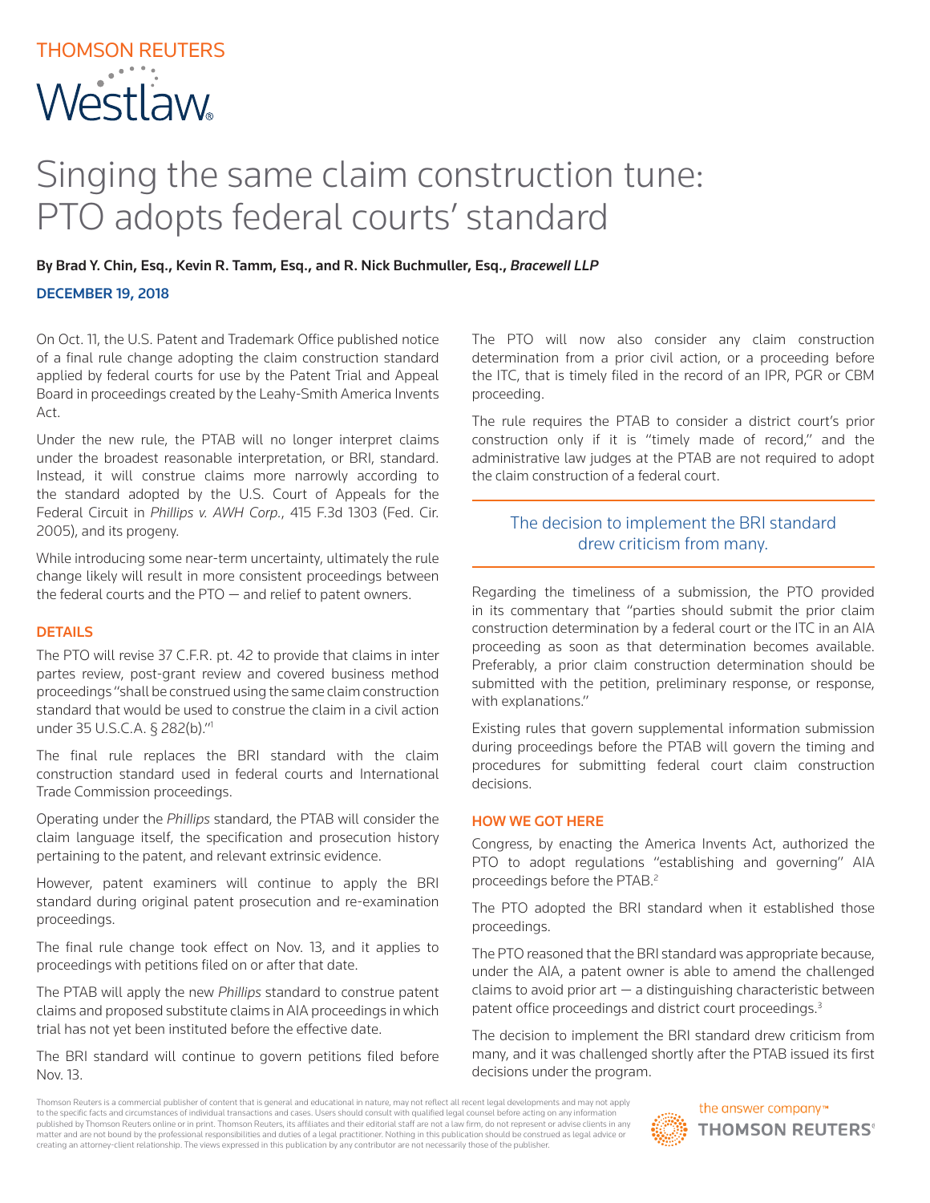THOMSON REUTERS

Westlaw

# Singing the same claim construction tune: PTO adopts federal courts' standard

**By Brad Y. Chin, Esq., Kevin R. Tamm, Esq., and R. Nick Buchmuller, Esq., *Bracewell LLP***

**DECEMBER 19, 2018**

On Oct. 11, the U.S. Patent and Trademark Office published notice of a final rule change adopting the claim construction standard applied by federal courts for use by the Patent Trial and Appeal Board in proceedings created by the Leahy-Smith America Invents Act.

Under the new rule, the PTAB will no longer interpret claims under the broadest reasonable interpretation, or BRI, standard. Instead, it will construe claims more narrowly according to the standard adopted by the U.S. Court of Appeals for the Federal Circuit in *Phillips v. AWH Corp.*, 415 F.3d 1303 (Fed. Cir. 2005), and its progeny.

While introducing some near-term uncertainty, ultimately the rule change likely will result in more consistent proceedings between the federal courts and the PTO — and relief to patent owners.

## DETAILS

The PTO will revise 37 C.F.R. pt. 42 to provide that claims in inter partes review, post-grant review and covered business method proceedings "shall be construed using the same claim construction standard that would be used to construe the claim in a civil action under 35 U.S.C.A. § 282(b)."[1]

The final rule replaces the BRI standard with the claim construction standard used in federal courts and International Trade Commission proceedings.

Operating under the *Phillips* standard, the PTAB will consider the claim language itself, the specification and prosecution history pertaining to the patent, and relevant extrinsic evidence.

However, patent examiners will continue to apply the BRI standard during original patent prosecution and re-examination proceedings.

The final rule change took effect on Nov. 13, and it applies to proceedings with petitions filed on or after that date.

The PTAB will apply the new *Phillips* standard to construe patent claims and proposed substitute claims in AIA proceedings in which trial has not yet been instituted before the effective date.

The BRI standard will continue to govern petitions filed before Nov. 13.

The PTO will now also consider any claim construction determination from a prior civil action, or a proceeding before the ITC, that is timely filed in the record of an IPR, PGR or CBM proceeding.

The rule requires the PTAB to consider a district court's prior construction only if it is "timely made of record," and the administrative law judges at the PTAB are not required to adopt the claim construction of a federal court.

> The decision to implement the BRI standard drew criticism from many.

Regarding the timeliness of a submission, the PTO provided in its commentary that "parties should submit the prior claim construction determination by a federal court or the ITC in an AIA proceeding as soon as that determination becomes available. Preferably, a prior claim construction determination should be submitted with the petition, preliminary response, or response, with explanations."

Existing rules that govern supplemental information submission during proceedings before the PTAB will govern the timing and procedures for submitting federal court claim construction decisions.

## HOW WE GOT HERE

Congress, by enacting the America Invents Act, authorized the PTO to adopt regulations "establishing and governing" AIA proceedings before the PTAB.[2]

The PTO adopted the BRI standard when it established those proceedings.

The PTO reasoned that the BRI standard was appropriate because, under the AIA, a patent owner is able to amend the challenged claims to avoid prior art — a distinguishing characteristic between patent office proceedings and district court proceedings.[3]

The decision to implement the BRI standard drew criticism from many, and it was challenged shortly after the PTAB issued its first decisions under the program.

Thomson Reuters is a commercial publisher of content that is general and educational in nature, may not reflect all recent legal developments and may not apply to the specific facts and circumstances of individual transactions and cases. Users should consult with qualified legal counsel before acting on any information published by Thomson Reuters online or in print. Thomson Reuters, its affiliates and their editorial staff are not a law firm, do not represent or advise clients in any matter and are not bound by the professional responsibilities and duties of a legal practitioner. Nothing in this publication should be construed as legal advice or creating an attorney-client relationship. The views expressed in this publication by any contributor are not necessarily those of the publisher.

the answer company™ THOMSON REUTERS®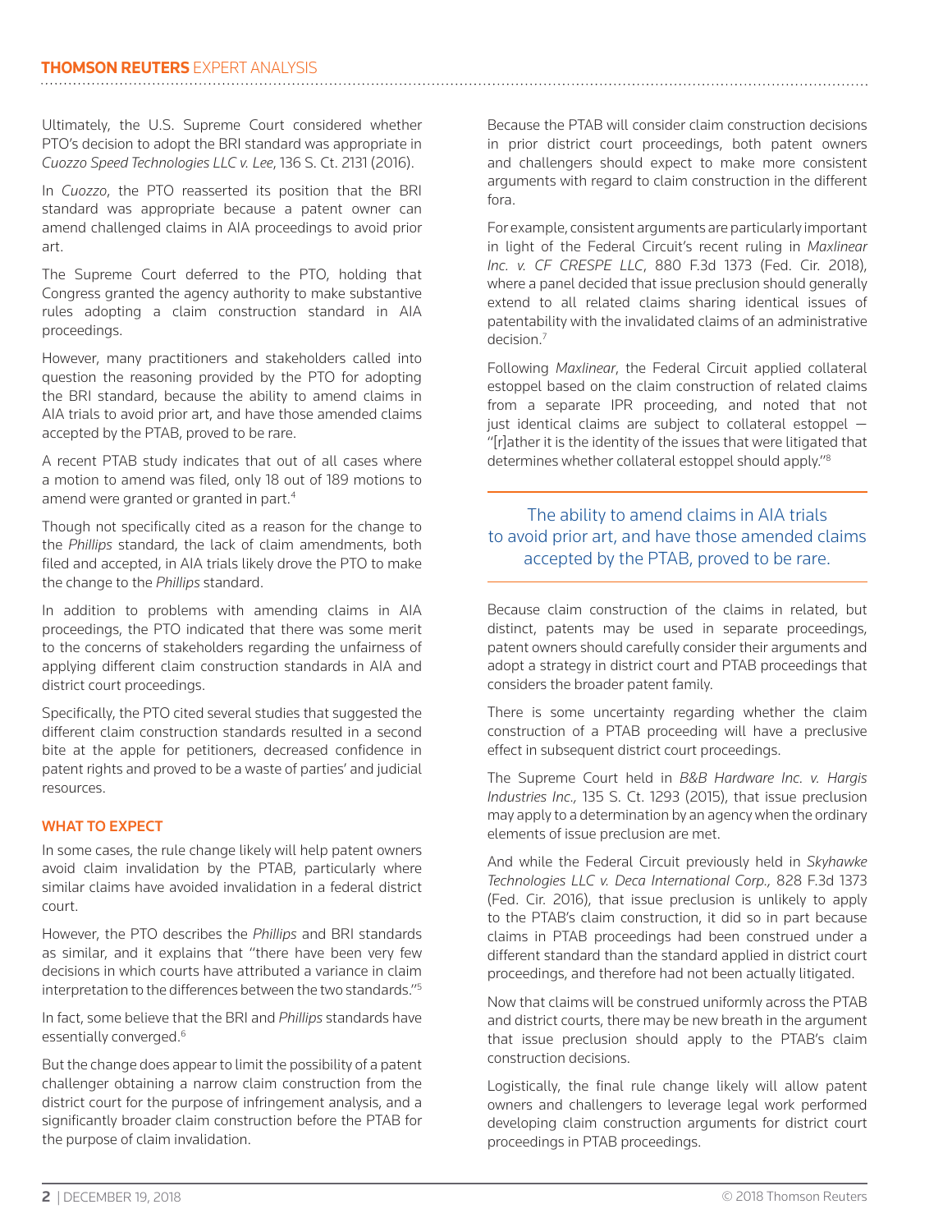Ultimately, the U.S. Supreme Court considered whether PTO's decision to adopt the BRI standard was appropriate in *Cuozzo Speed Technologies LLC v. Lee*, 136 S. Ct. 2131 (2016).

In *Cuozzo*, the PTO reasserted its position that the BRI standard was appropriate because a patent owner can amend challenged claims in AIA proceedings to avoid prior art.

The Supreme Court deferred to the PTO, holding that Congress granted the agency authority to make substantive rules adopting a claim construction standard in AIA proceedings.

However, many practitioners and stakeholders called into question the reasoning provided by the PTO for adopting the BRI standard, because the ability to amend claims in AIA trials to avoid prior art, and have those amended claims accepted by the PTAB, proved to be rare.

A recent PTAB study indicates that out of all cases where a motion to amend was filed, only 18 out of 189 motions to amend were granted or granted in part.[4]

Though not specifically cited as a reason for the change to the *Phillips* standard, the lack of claim amendments, both filed and accepted, in AIA trials likely drove the PTO to make the change to the *Phillips* standard.

In addition to problems with amending claims in AIA proceedings, the PTO indicated that there was some merit to the concerns of stakeholders regarding the unfairness of applying different claim construction standards in AIA and district court proceedings.

Specifically, the PTO cited several studies that suggested the different claim construction standards resulted in a second bite at the apple for petitioners, decreased confidence in patent rights and proved to be a waste of parties' and judicial resources.

## WHAT TO EXPECT

In some cases, the rule change likely will help patent owners avoid claim invalidation by the PTAB, particularly where similar claims have avoided invalidation in a federal district court.

However, the PTO describes the *Phillips* and BRI standards as similar, and it explains that "there have been very few decisions in which courts have attributed a variance in claim interpretation to the differences between the two standards."[5]

In fact, some believe that the BRI and *Phillips* standards have essentially converged.[6]

But the change does appear to limit the possibility of a patent challenger obtaining a narrow claim construction from the district court for the purpose of infringement analysis, and a significantly broader claim construction before the PTAB for the purpose of claim invalidation.

Because the PTAB will consider claim construction decisions in prior district court proceedings, both patent owners and challengers should expect to make more consistent arguments with regard to claim construction in the different fora.

For example, consistent arguments are particularly important in light of the Federal Circuit's recent ruling in *Maxlinear Inc. v. CF CRESPE LLC*, 880 F.3d 1373 (Fed. Cir. 2018), where a panel decided that issue preclusion should generally extend to all related claims sharing identical issues of patentability with the invalidated claims of an administrative decision.[7]

Following *Maxlinear*, the Federal Circuit applied collateral estoppel based on the claim construction of related claims from a separate IPR proceeding, and noted that not just identical claims are subject to collateral estoppel — "[r]ather it is the identity of the issues that were litigated that determines whether collateral estoppel should apply."[8]

> The ability to amend claims in AIA trials to avoid prior art, and have those amended claims accepted by the PTAB, proved to be rare.

Because claim construction of the claims in related, but distinct, patents may be used in separate proceedings, patent owners should carefully consider their arguments and adopt a strategy in district court and PTAB proceedings that considers the broader patent family.

There is some uncertainty regarding whether the claim construction of a PTAB proceeding will have a preclusive effect in subsequent district court proceedings.

The Supreme Court held in *B&B Hardware Inc. v. Hargis Industries Inc.,* 135 S. Ct. 1293 (2015), that issue preclusion may apply to a determination by an agency when the ordinary elements of issue preclusion are met.

And while the Federal Circuit previously held in *Skyhawke Technologies LLC v. Deca International Corp.,* 828 F.3d 1373 (Fed. Cir. 2016), that issue preclusion is unlikely to apply to the PTAB's claim construction, it did so in part because claims in PTAB proceedings had been construed under a different standard than the standard applied in district court proceedings, and therefore had not been actually litigated.

Now that claims will be construed uniformly across the PTAB and district courts, there may be new breath in the argument that issue preclusion should apply to the PTAB's claim construction decisions.

Logistically, the final rule change likely will allow patent owners and challengers to leverage legal work performed developing claim construction arguments for district court proceedings in PTAB proceedings.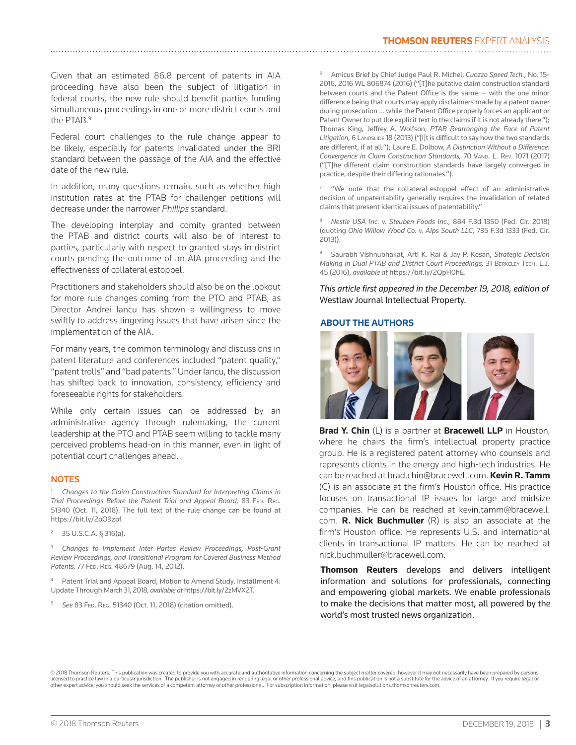Given that an estimated 86.8 percent of patents in AIA proceeding have also been the subject of litigation in federal courts, the new rule should benefit parties funding simultaneous proceedings in one or more district courts and the PTAB.[9]

Federal court challenges to the rule change appear to be likely, especially for patents invalidated under the BRI standard between the passage of the AIA and the effective date of the new rule.

In addition, many questions remain, such as whether high institution rates at the PTAB for challenger petitions will decrease under the narrower *Phillips* standard.

The developing interplay and comity granted between the PTAB and district courts will also be of interest to parties, particularly with respect to granted stays in district courts pending the outcome of an AIA proceeding and the effectiveness of collateral estoppel.

Practitioners and stakeholders should also be on the lookout for more rule changes coming from the PTO and PTAB, as Director Andrei Iancu has shown a willingness to move swiftly to address lingering issues that have arisen since the implementation of the AIA.

For many years, the common terminology and discussions in patent literature and conferences included "patent quality," "patent trolls" and "bad patents." Under Iancu, the discussion has shifted back to innovation, consistency, efficiency and foreseeable rights for stakeholders.

While only certain issues can be addressed by an administrative agency through rulemaking, the current leadership at the PTO and PTAB seem willing to tackle many perceived problems head-on in this manner, even in light of potential court challenges ahead.

## NOTES

[1] *Changes to the Claim Construction Standard for Interpreting Claims in Trial Proceedings Before the Patent Trial and Appeal Board,* 83 Fed. Reg. 51340 (Oct. 11, 2018). The full text of the rule change can be found at https://bit.ly/2pO9zpf.

[2] 35 U.S.C.A. § 316(a).

[3] *Changes to Implement Inter Partes Review Proceedings, Post-Grant Review Proceedings, and Transitional Program for Covered Business Method Patents,* 77 Fed. Reg. 48679 (Aug. 14, 2012).

[4] Patent Trial and Appeal Board, Motion to Amend Study, Installment 4: Update Through March 31, 2018, *available at* https://bit.ly/2zMVX2T.

[5] *See* 83 Fed. Reg. 51340 (Oct. 11, 2018) (citation omitted).

[6] Amicus Brief by Chief Judge Paul R. Michel, *Cuozzo Speed Tech.,* No. 15-2016, 2016 WL 806874 (2016) ("[T]he putative claim construction standard between courts and the Patent Office is the same — with the one minor difference being that courts may apply disclaimers made by a patent owner during prosecution … while the Patent Office properly forces an applicant or Patent Owner to put the explicit text in the claims if it is not already there."); Thomas King, Jeffrey A. Wolfson, *PTAB Rearranging the Face of Patent Litigation,* 6 Landslide 18 (2013) ("[I]t is difficult to say how the two standards are different, if at all."); Laure E. Dolbow, *A Distinction Without a Difference: Convergence in Claim Construction Standards,* 70 Vand. L. Rev. 1071 (2017) ("[T]he different claim construction standards have largely converged in practice, despite their differing rationales.").

[7] "We note that the collateral-estoppel effect of an administrative decision of unpatentability generally requires the invalidation of related claims that present identical issues of patentability."

[8] *Nestle USA Inc. v. Steuben Foods Inc.,* 884 F.3d 1350 (Fed. Cir. 2018) (quoting *Ohio Willow Wood Co. v. Alps South LLC,* 735 F.3d 1333 (Fed. Cir. 2013)).

[9] Saurabh Vishnubhakat, Arti K. Rai & Jay P. Kesan, *Strategic Decision Making in Dual PTAB and District Court Proceedings,* 31 Berkeley Tech. L.J. 45 (2016), *available at* https://bit.ly/2QpH0hE.

*This article first appeared in the December 19, 2018, edition of* Westlaw Journal Intellectual Property.

## ABOUT THE AUTHORS

**Brad Y. Chin** (L) is a partner at **Bracewell LLP** in Houston, where he chairs the firm's intellectual property practice group. He is a registered patent attorney who counsels and represents clients in the energy and high-tech industries. He can be reached at brad.chin@bracewell.com. **Kevin R. Tamm** (C) is an associate at the firm's Houston office. His practice focuses on transactional IP issues for large and midsize companies. He can be reached at kevin.tamm@bracewell.com. **R. Nick Buchmuller** (R) is also an associate at the firm's Houston office. He represents U.S. and international clients in transactional IP matters. He can be reached at nick.buchmuller@bracewell.com.

**Thomson Reuters** develops and delivers intelligent information and solutions for professionals, connecting and empowering global markets. We enable professionals to make the decisions that matter most, all powered by the world's most trusted news organization.

© 2018 Thomson Reuters. This publication was created to provide you with accurate and authoritative information concerning the subject matter covered, however it may not necessarily have been prepared by persons licensed to practice law in a particular jurisdiction. The publisher is not engaged in rendering legal or other professional advice, and this publication is not a substitute for the advice of an attorney. If you require legal or other expert advice, you should seek the services of a competent attorney or other professional. For subscription information, please visit legalsolutions.thomsonreuters.com.